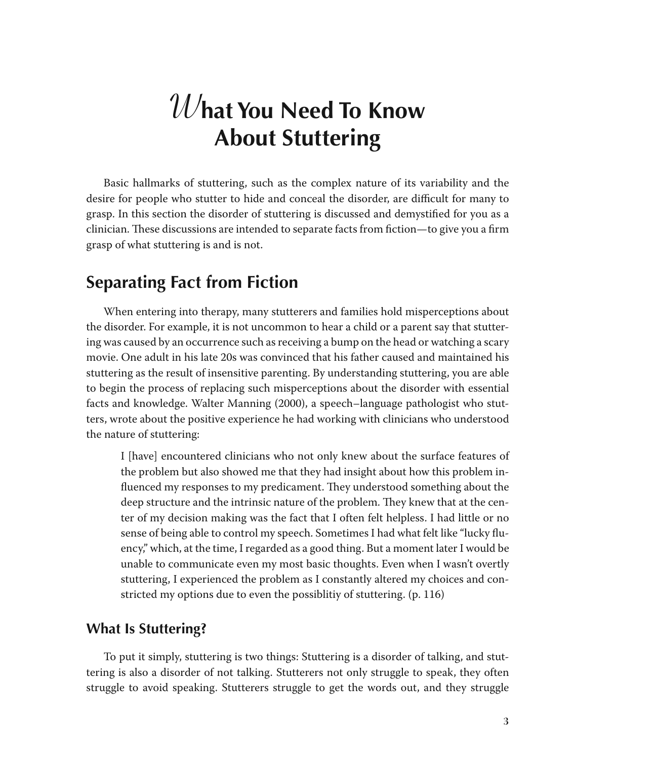# What You Need To Know About Stuttering

Basic hallmarks of stuttering, such as the complex nature of its variability and the desire for people who stutter to hide and conceal the disorder, are difficult for many to grasp. In this section the disorder of stuttering is discussed and demystified for you as a clinician. These discussions are intended to separate facts from fiction—to give you a firm grasp of what stuttering is and is not.

## Separating Fact from Fiction

When entering into therapy, many stutterers and families hold misperceptions about the disorder. For example, it is not uncommon to hear a child or a parent say that stuttering was caused by an occurrence such as receiving a bump on the head or watching a scary movie. One adult in his late 20s was convinced that his father caused and maintained his stuttering as the result of insensitive parenting. By understanding stuttering, you are able to begin the process of replacing such misperceptions about the disorder with essential facts and knowledge. Walter Manning (2000), a speech–language pathologist who stutters, wrote about the positive experience he had working with clinicians who understood the nature of stuttering:

> I [have] encountered clinicians who not only knew about the surface features of the problem but also showed me that they had insight about how this problem influenced my responses to my predicament. They understood something about the deep structure and the intrinsic nature of the problem. They knew that at the center of my decision making was the fact that I often felt helpless. I had little or no sense of being able to control my speech. Sometimes I had what felt like "lucky fluency," which, at the time, I regarded as a good thing. But a moment later I would be unable to communicate even my most basic thoughts. Even when I wasn't overtly stuttering, I experienced the problem as I constantly altered my choices and constricted my options due to even the possiblitiy of stuttering. (p. 116)

### What Is Stuttering?

To put it simply, stuttering is two things: Stuttering is a disorder of talking, and stuttering is also a disorder of not talking. Stutterers not only struggle to speak, they often struggle to avoid speaking. Stutterers struggle to get the words out, and they struggle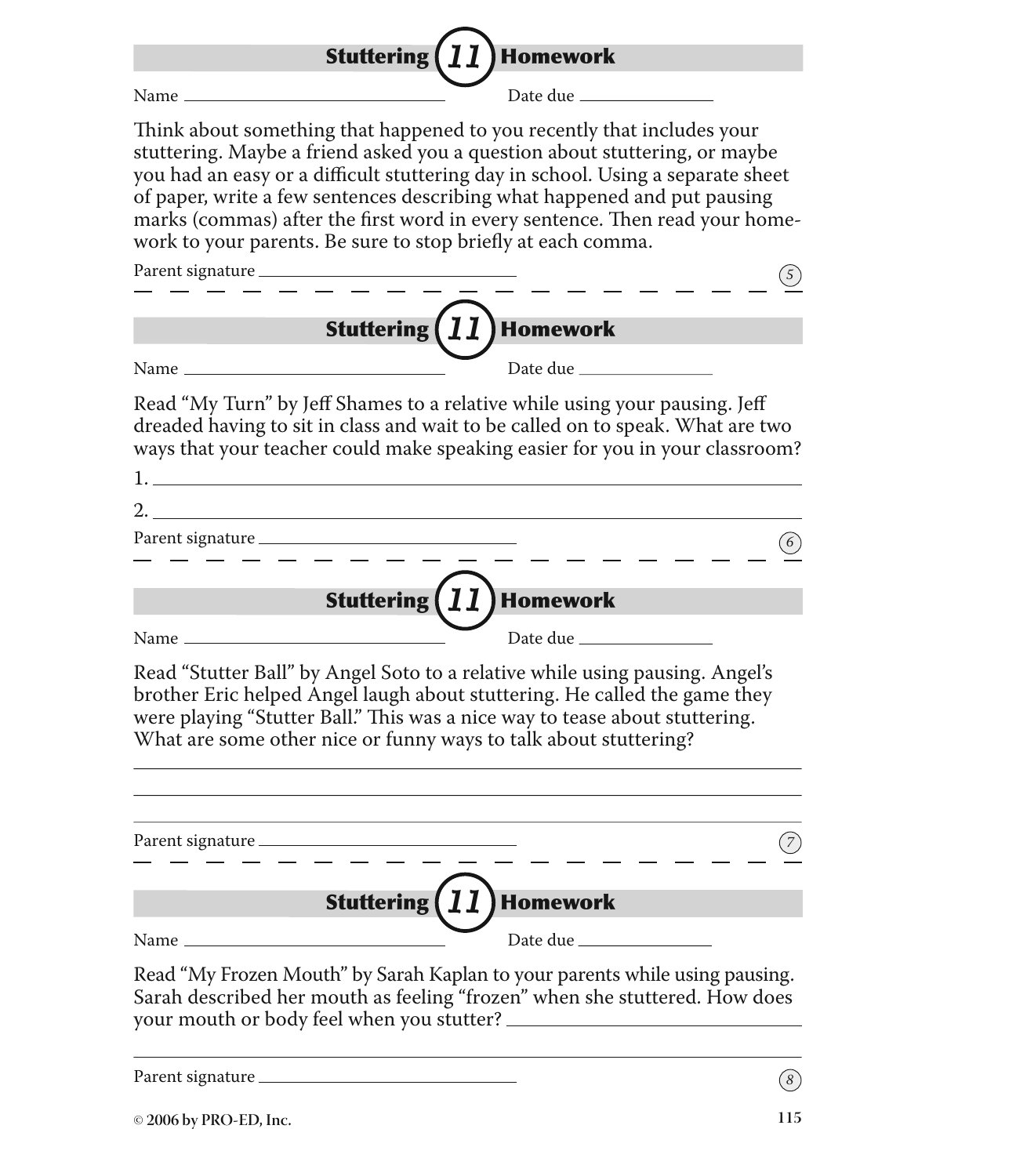## Stuttering 11 Homework

Name ______________________________ Date due ______________

Think about something that happened to you recently that includes your stuttering. Maybe a friend asked you a question about stuttering, or maybe you had an easy or a difficult stuttering day in school. Using a separate sheet of paper, write a few sentences describing what happened and put pausing marks (commas) after the first word in every sentence. Then read your homework to your parents. Be sure to stop briefly at each comma.

Parent signature ______________________________

(5)

---

## Stuttering 11 Homework

Name ______________________________ Date due ______________

Read "My Turn" by Jeff Shames to a relative while using your pausing. Jeff dreaded having to sit in class and wait to be called on to speak. What are two ways that your teacher could make speaking easier for you in your classroom?

1. ______________________________________________________________

2. ______________________________________________________________

Parent signature ______________________________

(6)

---

## Stuttering 11 Homework

Name ______________________________ Date due ______________

Read "Stutter Ball" by Angel Soto to a relative while using pausing. Angel's brother Eric helped Angel laugh about stuttering. He called the game they were playing "Stutter Ball." This was a nice way to tease about stuttering. What are some other nice or funny ways to talk about stuttering?

______________________________________________________________

______________________________________________________________

______________________________________________________________

Parent signature ______________________________

(7)

---

## Stuttering 11 Homework

Name ______________________________ Date due ______________

Read "My Frozen Mouth" by Sarah Kaplan to your parents while using pausing. Sarah described her mouth as feeling "frozen" when she stuttered. How does your mouth or body feel when you stutter? ______________________________

______________________________________________________________

Parent signature ______________________________

(8)

© 2006 by PRO-ED, Inc.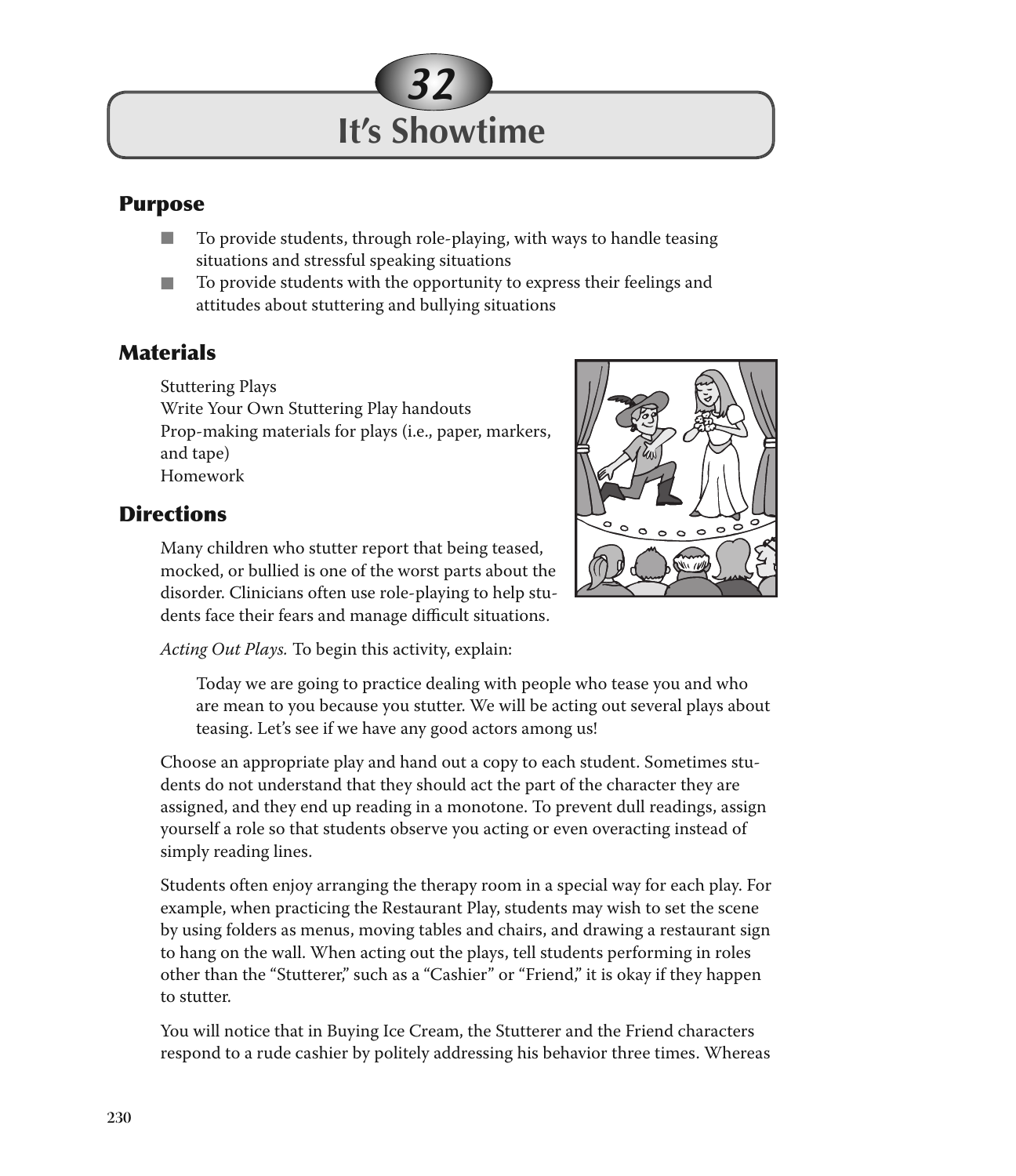# 32 It's Showtime

## Purpose

- To provide students, through role-playing, with ways to handle teasing situations and stressful speaking situations
- To provide students with the opportunity to express their feelings and attitudes about stuttering and bullying situations

## Materials

Stuttering Plays
Write Your Own Stuttering Play handouts
Prop-making materials for plays (i.e., paper, markers, and tape)
Homework

## Directions

Many children who stutter report that being teased, mocked, or bullied is one of the worst parts about the disorder. Clinicians often use role-playing to help students face their fears and manage difficult situations.

*Acting Out Plays.* To begin this activity, explain:

> Today we are going to practice dealing with people who tease you and who are mean to you because you stutter. We will be acting out several plays about teasing. Let's see if we have any good actors among us!

Choose an appropriate play and hand out a copy to each student. Sometimes students do not understand that they should act the part of the character they are assigned, and they end up reading in a monotone. To prevent dull readings, assign yourself a role so that students observe you acting or even overacting instead of simply reading lines.

Students often enjoy arranging the therapy room in a special way for each play. For example, when practicing the Restaurant Play, students may wish to set the scene by using folders as menus, moving tables and chairs, and drawing a restaurant sign to hang on the wall. When acting out the plays, tell students performing in roles other than the "Stutterer," such as a "Cashier" or "Friend," it is okay if they happen to stutter.

You will notice that in Buying Ice Cream, the Stutterer and the Friend characters respond to a rude cashier by politely addressing his behavior three times. Whereas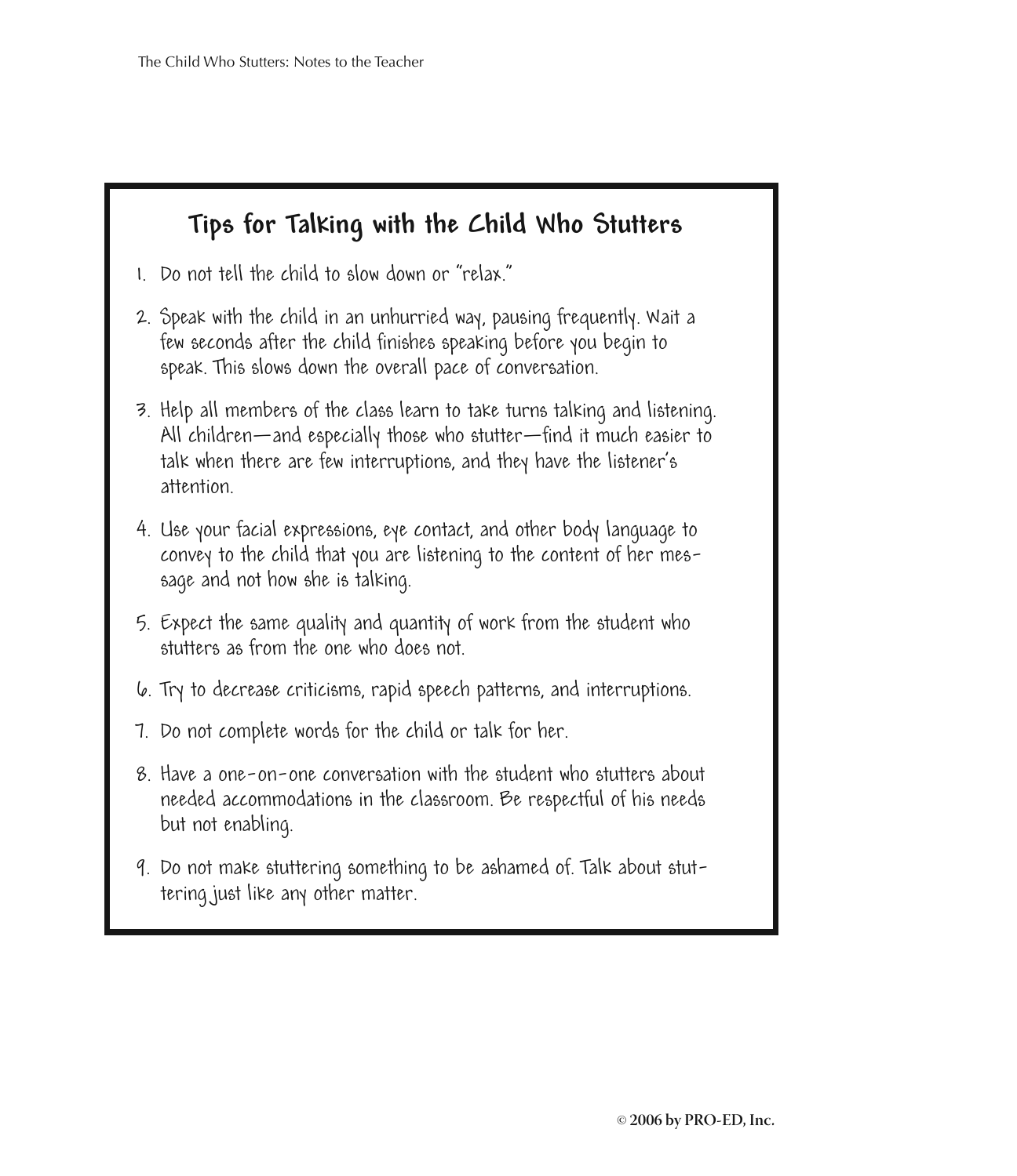## Tips for Talking with the Child Who Stutters

1. Do not tell the child to slow down or "relax."
2. Speak with the child in an unhurried way, pausing frequently. Wait a few seconds after the child finishes speaking before you begin to speak. This slows down the overall pace of conversation.
3. Help all members of the class learn to take turns talking and listening. All children—and especially those who stutter—find it much easier to talk when there are few interruptions, and they have the listener's attention.
4. Use your facial expressions, eye contact, and other body language to convey to the child that you are listening to the content of her message and not how she is talking.
5. Expect the same quality and quantity of work from the student who stutters as from the one who does not.
6. Try to decrease criticisms, rapid speech patterns, and interruptions.
7. Do not complete words for the child or talk for her.
8. Have a one-on-one conversation with the student who stutters about needed accommodations in the classroom. Be respectful of his needs but not enabling.
9. Do not make stuttering something to be ashamed of. Talk about stuttering just like any other matter.

© 2006 by PRO-ED, Inc.